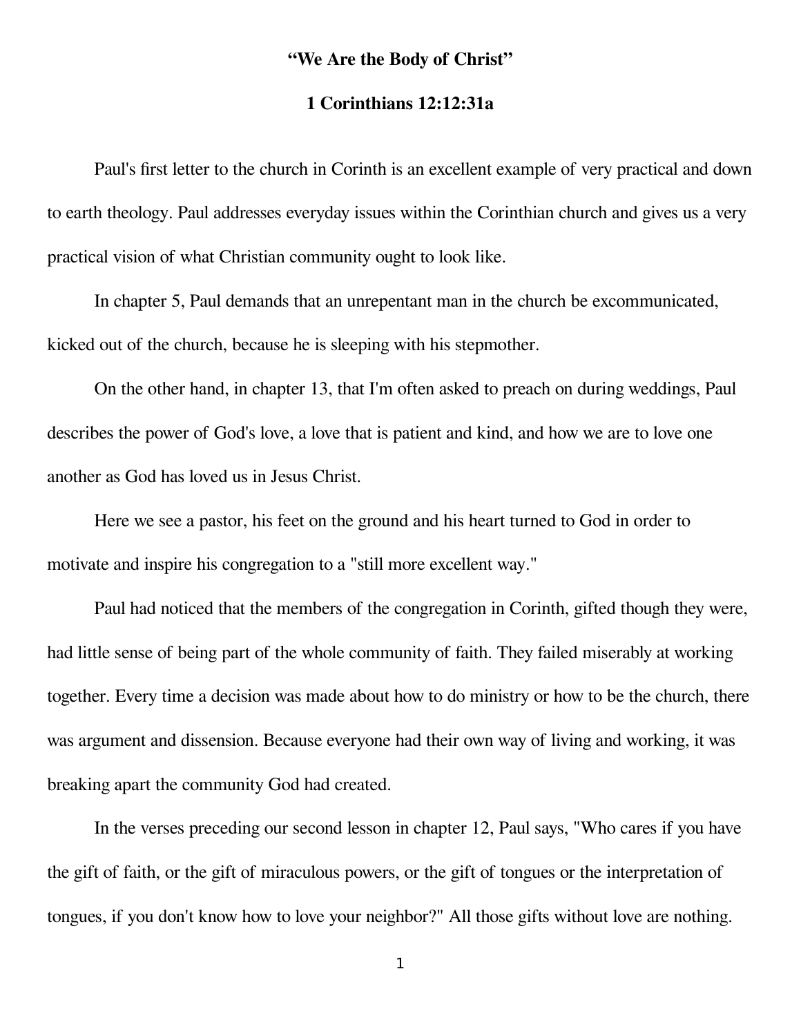**"We Are the Body of Christ"**

**1 Corinthians 12:12:31a**

Paul's first letter to the church in Corinth is an excellent example of very practical and down to earth theology. Paul addresses everyday issues within the Corinthian church and gives us a very practical vision of what Christian community ought to look like.

In chapter 5, Paul demands that an unrepentant man in the church be excommunicated, kicked out of the church, because he is sleeping with his stepmother.

On the other hand, in chapter 13, that I'm often asked to preach on during weddings, Paul describes the power of God's love, a love that is patient and kind, and how we are to love one another as God has loved us in Jesus Christ.

Here we see a pastor, his feet on the ground and his heart turned to God in order to motivate and inspire his congregation to a "still more excellent way."

Paul had noticed that the members of the congregation in Corinth, gifted though they were, had little sense of being part of the whole community of faith. They failed miserably at working together. Every time a decision was made about how to do ministry or how to be the church, there was argument and dissension. Because everyone had their own way of living and working, it was breaking apart the community God had created.

In the verses preceding our second lesson in chapter 12, Paul says, "Who cares if you have the gift of faith, or the gift of miraculous powers, or the gift of tongues or the interpretation of tongues, if you don't know how to love your neighbor?" All those gifts without love are nothing.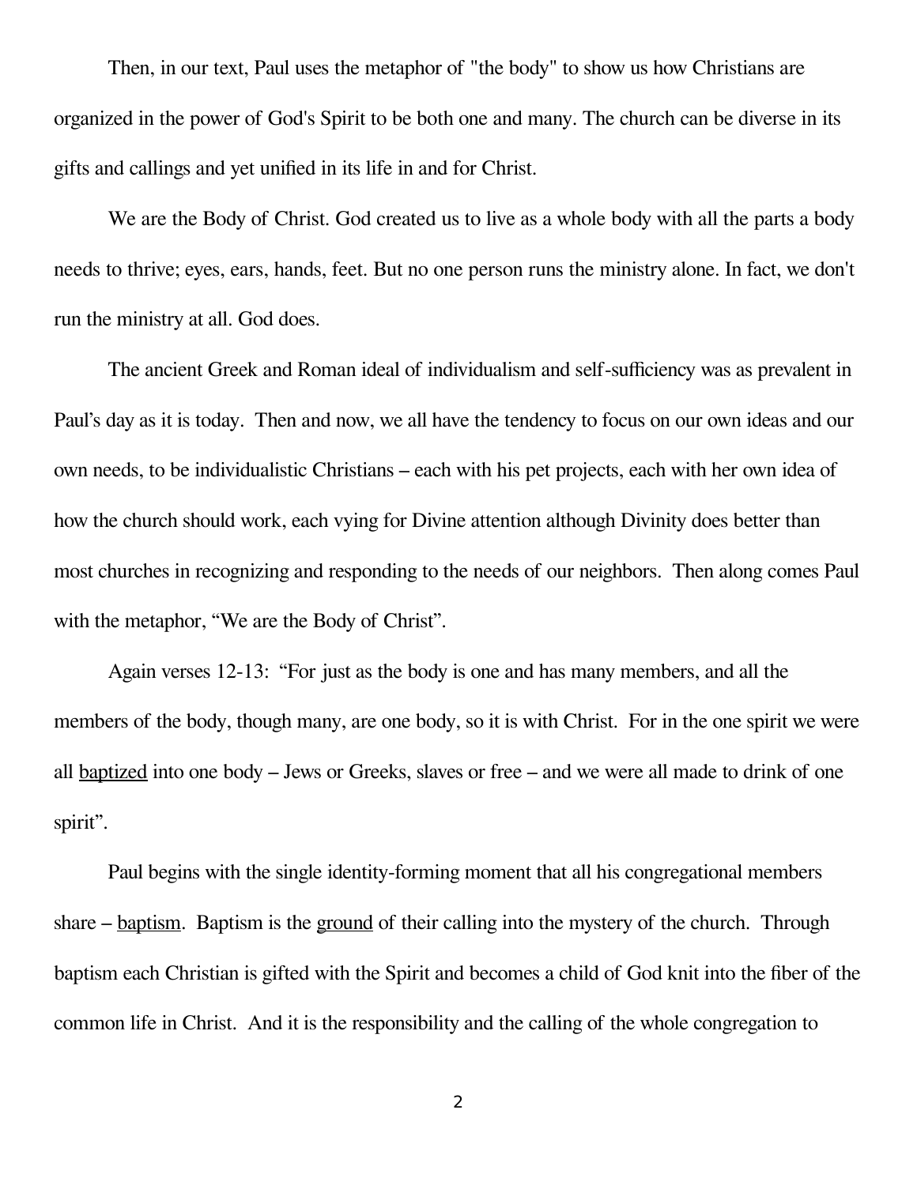Then, in our text, Paul uses the metaphor of "the body" to show us how Christians are organized in the power of God's Spirit to be both one and many. The church can be diverse in its gifts and callings and yet unified in its life in and for Christ.

We are the Body of Christ. God created us to live as a whole body with all the parts a body needs to thrive; eyes, ears, hands, feet. But no one person runs the ministry alone. In fact, we don't run the ministry at all. God does.

The ancient Greek and Roman ideal of individualism and self-sufficiency was as prevalent in Paul's day as it is today. Then and now, we all have the tendency to focus on our own ideas and our own needs, to be individualistic Christians – each with his pet projects, each with her own idea of how the church should work, each vying for Divine attention although Divinity does better than most churches in recognizing and responding to the needs of our neighbors. Then along comes Paul with the metaphor, "We are the Body of Christ".

Again verses 12-13: "For just as the body is one and has many members, and all the members of the body, though many, are one body, so it is with Christ. For in the one spirit we were all <u>baptized</u> into one body – Jews or Greeks, slaves or free – and we were all made to drink of one spirit".

Paul begins with the single identity-forming moment that all his congregational members share – <u>baptism</u>. Baptism is the <u>ground</u> of their calling into the mystery of the church. Through baptism each Christian is gifted with the Spirit and becomes a child of God knit into the fiber of the common life in Christ. And it is the responsibility and the calling of the whole congregation to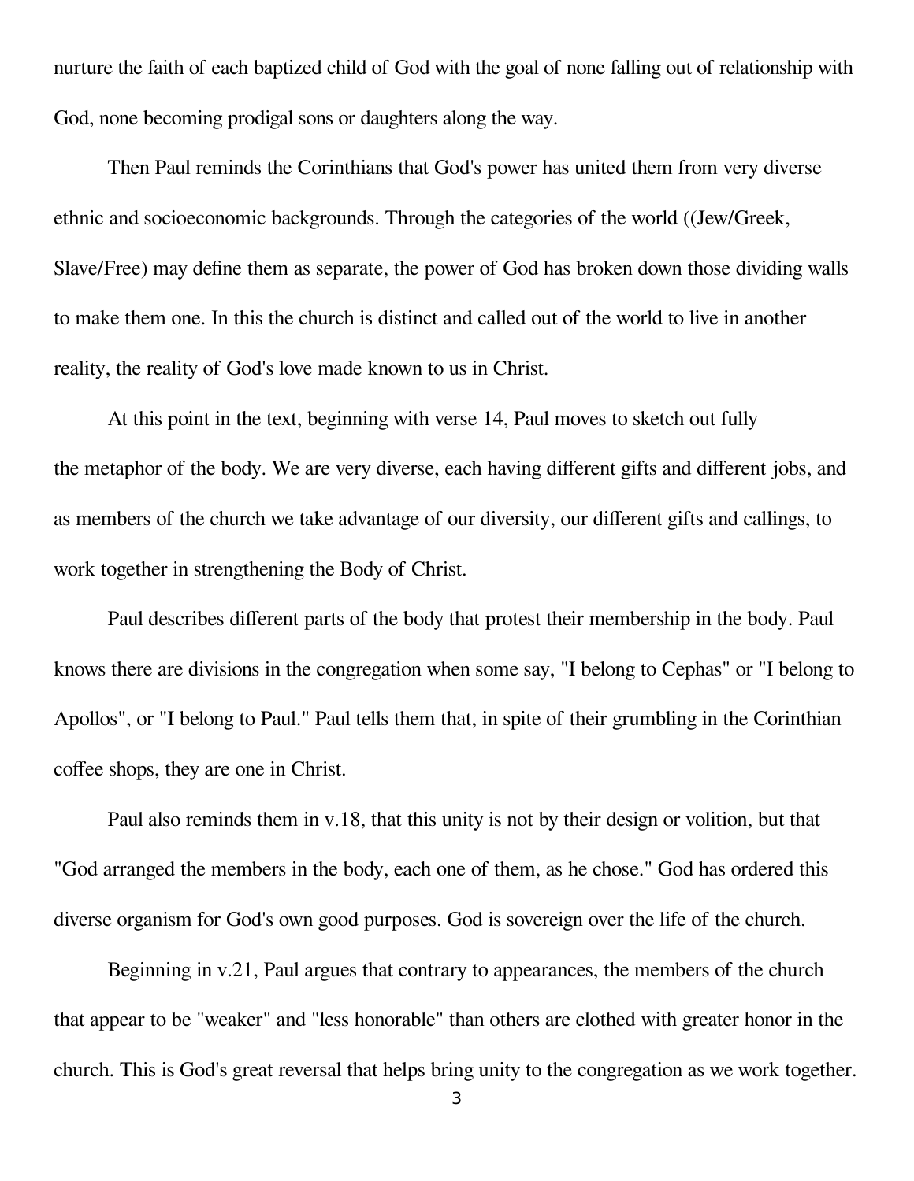nurture the faith of each baptized child of God with the goal of none falling out of relationship with God, none becoming prodigal sons or daughters along the way.

Then Paul reminds the Corinthians that God's power has united them from very diverse ethnic and socioeconomic backgrounds. Through the categories of the world ((Jew/Greek, Slave/Free) may define them as separate, the power of God has broken down those dividing walls to make them one. In this the church is distinct and called out of the world to live in another reality, the reality of God's love made known to us in Christ.

At this point in the text, beginning with verse 14, Paul moves to sketch out fully the metaphor of the body. We are very diverse, each having different gifts and different jobs, and as members of the church we take advantage of our diversity, our different gifts and callings, to work together in strengthening the Body of Christ.

Paul describes different parts of the body that protest their membership in the body. Paul knows there are divisions in the congregation when some say, "I belong to Cephas" or "I belong to Apollos", or "I belong to Paul." Paul tells them that, in spite of their grumbling in the Corinthian coffee shops, they are one in Christ.

Paul also reminds them in v.18, that this unity is not by their design or volition, but that "God arranged the members in the body, each one of them, as he chose." God has ordered this diverse organism for God's own good purposes. God is sovereign over the life of the church.

Beginning in v.21, Paul argues that contrary to appearances, the members of the church that appear to be "weaker" and "less honorable" than others are clothed with greater honor in the church. This is God's great reversal that helps bring unity to the congregation as we work together.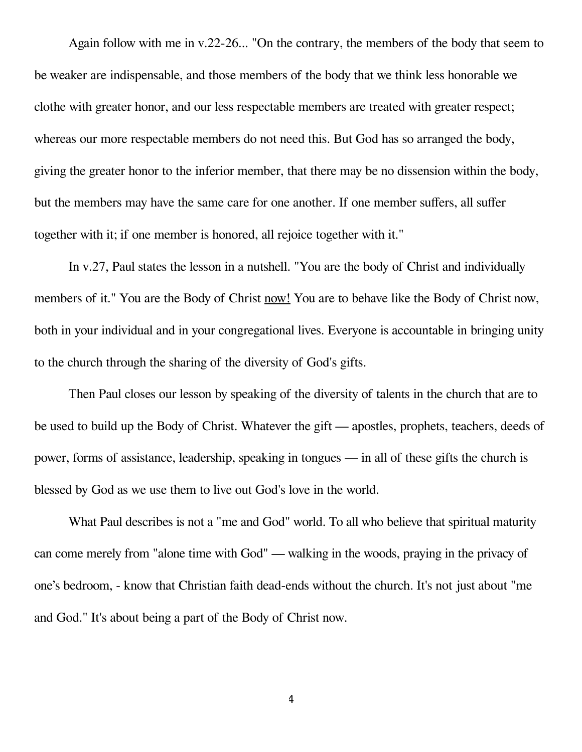Again follow with me in v.22-26... "On the contrary, the members of the body that seem to be weaker are indispensable, and those members of the body that we think less honorable we clothe with greater honor, and our less respectable members are treated with greater respect; whereas our more respectable members do not need this. But God has so arranged the body, giving the greater honor to the inferior member, that there may be no dissension within the body, but the members may have the same care for one another. If one member suffers, all suffer together with it; if one member is honored, all rejoice together with it."

In v.27, Paul states the lesson in a nutshell. "You are the body of Christ and individually members of it." You are the Body of Christ <u>now!</u> You are to behave like the Body of Christ now, both in your individual and in your congregational lives. Everyone is accountable in bringing unity to the church through the sharing of the diversity of God's gifts.

Then Paul closes our lesson by speaking of the diversity of talents in the church that are to be used to build up the Body of Christ. Whatever the gift — apostles, prophets, teachers, deeds of power, forms of assistance, leadership, speaking in tongues — in all of these gifts the church is blessed by God as we use them to live out God's love in the world.

What Paul describes is not a "me and God" world. To all who believe that spiritual maturity can come merely from "alone time with God" — walking in the woods, praying in the privacy of one's bedroom, - know that Christian faith dead-ends without the church. It's not just about "me and God." It's about being a part of the Body of Christ now.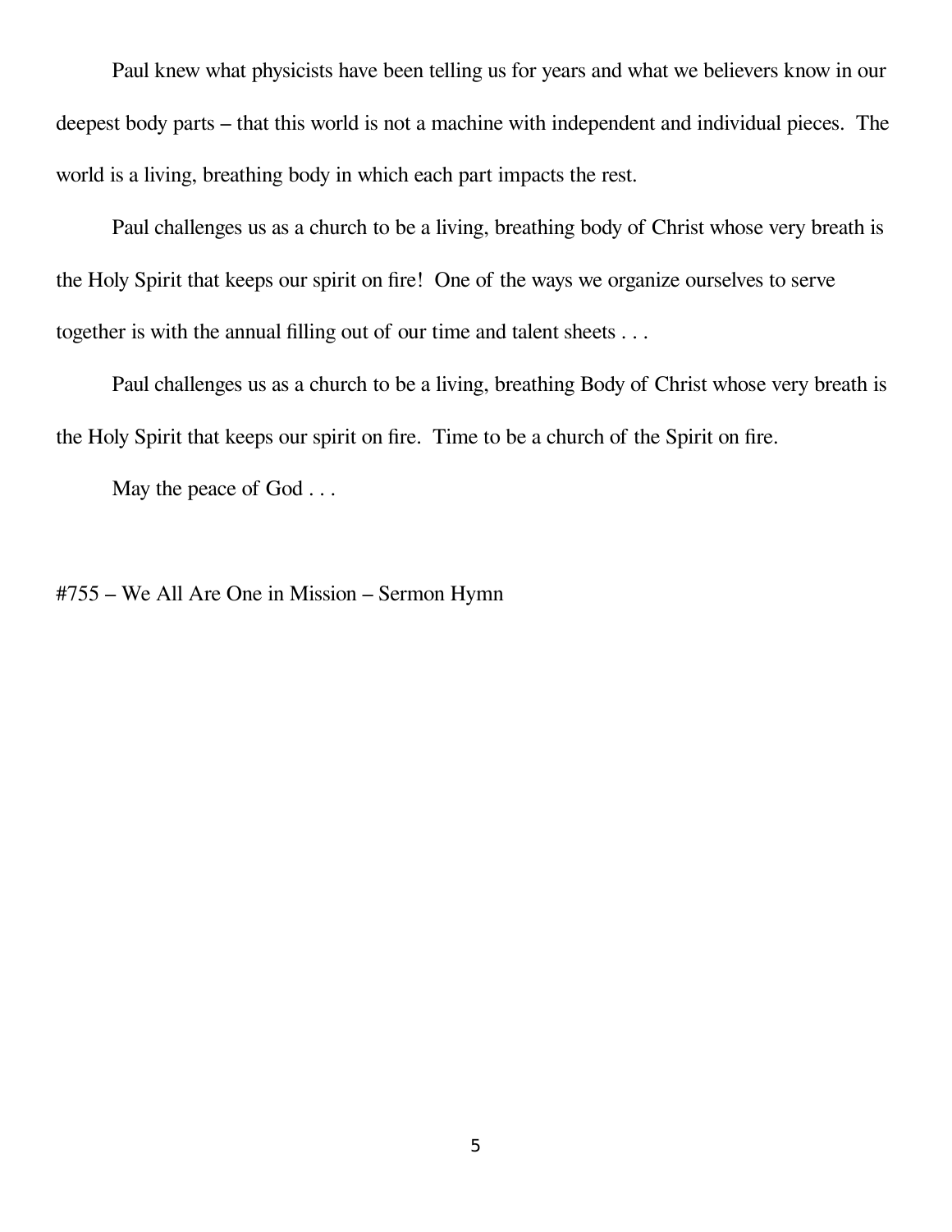Paul knew what physicists have been telling us for years and what we believers know in our deepest body parts – that this world is not a machine with independent and individual pieces. The world is a living, breathing body in which each part impacts the rest.

Paul challenges us as a church to be a living, breathing body of Christ whose very breath is the Holy Spirit that keeps our spirit on fire! One of the ways we organize ourselves to serve together is with the annual filling out of our time and talent sheets . . .

Paul challenges us as a church to be a living, breathing Body of Christ whose very breath is the Holy Spirit that keeps our spirit on fire. Time to be a church of the Spirit on fire.

May the peace of God . . .

#755 – We All Are One in Mission – Sermon Hymn